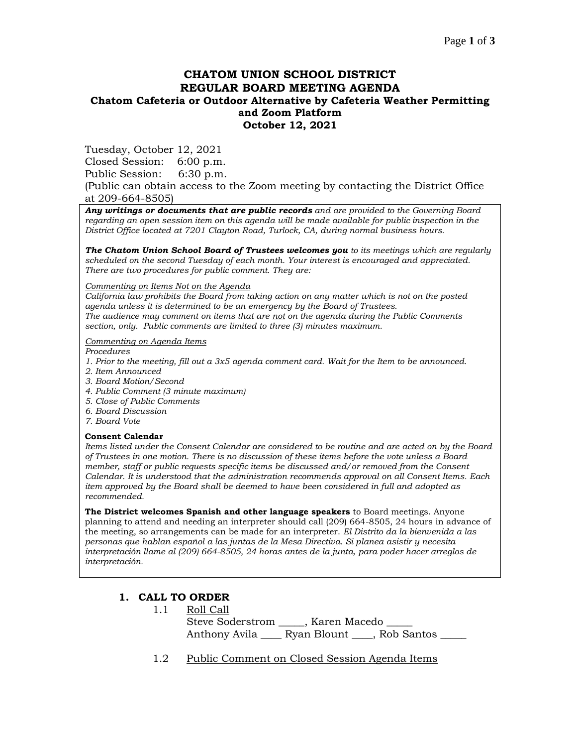# CHATOM UNION SCHOOL DISTRICT
## REGULAR BOARD MEETING AGENDA
### Chatom Cafeteria or Outdoor Alternative by Cafeteria Weather Permitting and Zoom Platform
### October 12, 2021

Tuesday, October 12, 2021
Closed Session: 6:00 p.m.
Public Session: 6:30 p.m.
(Public can obtain access to the Zoom meeting by contacting the District Office at 209-664-8505)

***Any writings or documents that are public records*** *and are provided to the Governing Board regarding an open session item on this agenda will be made available for public inspection in the District Office located at 7201 Clayton Road, Turlock, CA, during normal business hours.*

***The Chatom Union School Board of Trustees welcomes you*** *to its meetings which are regularly scheduled on the second Tuesday of each month. Your interest is encouraged and appreciated. There are two procedures for public comment. They are:*

*Commenting on Items Not on the Agenda*
*California law prohibits the Board from taking action on any matter which is not on the posted agenda unless it is determined to be an emergency by the Board of Trustees.*
*The audience may comment on items that are not on the agenda during the Public Comments section, only. Public comments are limited to three (3) minutes maximum.*

*Commenting on Agenda Items*
*Procedures*
*1. Prior to the meeting, fill out a 3x5 agenda comment card. Wait for the Item to be announced.*
*2. Item Announced*
*3. Board Motion/Second*
*4. Public Comment (3 minute maximum)*
*5. Close of Public Comments*
*6. Board Discussion*
*7. Board Vote*

**Consent Calendar**
*Items listed under the Consent Calendar are considered to be routine and are acted on by the Board of Trustees in one motion. There is no discussion of these items before the vote unless a Board member, staff or public requests specific items be discussed and/or removed from the Consent Calendar. It is understood that the administration recommends approval on all Consent Items. Each item approved by the Board shall be deemed to have been considered in full and adopted as recommended.*

**The District welcomes Spanish and other language speakers** to Board meetings. Anyone planning to attend and needing an interpreter should call (209) 664-8505, 24 hours in advance of the meeting, so arrangements can be made for an interpreter. *El Distrito da la bienvenida a las personas que hablan español a las juntas de la Mesa Directiva. Si planea asistir y necesita interpretación llame al (209) 664-8505, 24 horas antes de la junta, para poder hacer arreglos de interpretación.*

## 1. CALL TO ORDER

1.1 Roll Call
Steve Soderstrom _____, Karen Macedo _____
Anthony Avila ____ Ryan Blount ____, Rob Santos _____

1.2 Public Comment on Closed Session Agenda Items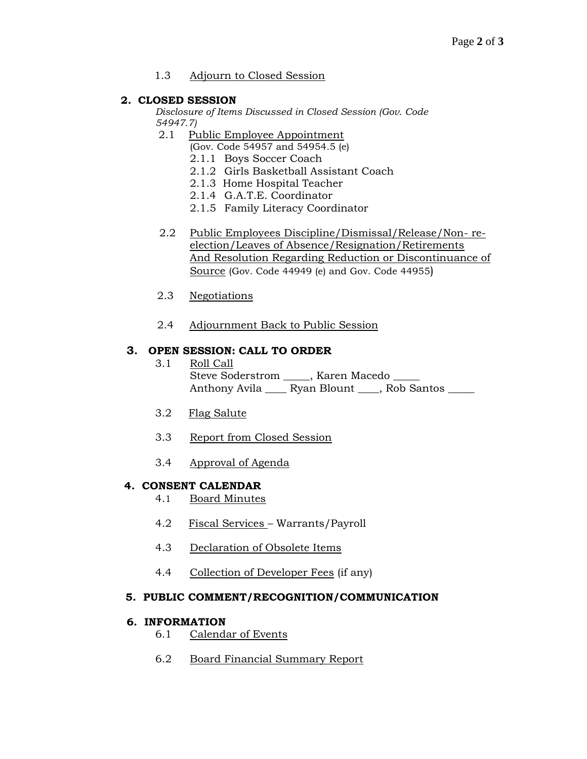1.3 Adjourn to Closed Session

## 2. CLOSED SESSION

*Disclosure of Items Discussed in Closed Session (Gov. Code 54947.7)*

2.1 Public Employee Appointment
(Gov. Code 54957 and 54954.5 (e)
- 2.1.1 Boys Soccer Coach
- 2.1.2 Girls Basketball Assistant Coach
- 2.1.3 Home Hospital Teacher
- 2.1.4 G.A.T.E. Coordinator
- 2.1.5 Family Literacy Coordinator

2.2 Public Employees Discipline/Dismissal/Release/Non- re-election/Leaves of Absence/Resignation/Retirements And Resolution Regarding Reduction or Discontinuance of Source (Gov. Code 44949 (e) and Gov. Code 44955)

2.3 Negotiations

2.4 Adjournment Back to Public Session

## 3. OPEN SESSION: CALL TO ORDER

3.1 Roll Call
Steve Soderstrom _____, Karen Macedo _____
Anthony Avila ____ Ryan Blount ____, Rob Santos _____

3.2 Flag Salute

3.3 Report from Closed Session

3.4 Approval of Agenda

## 4. CONSENT CALENDAR

4.1 Board Minutes

4.2 Fiscal Services – Warrants/Payroll

4.3 Declaration of Obsolete Items

4.4 Collection of Developer Fees (if any)

## 5. PUBLIC COMMENT/RECOGNITION/COMMUNICATION

## 6. INFORMATION

6.1 Calendar of Events

6.2 Board Financial Summary Report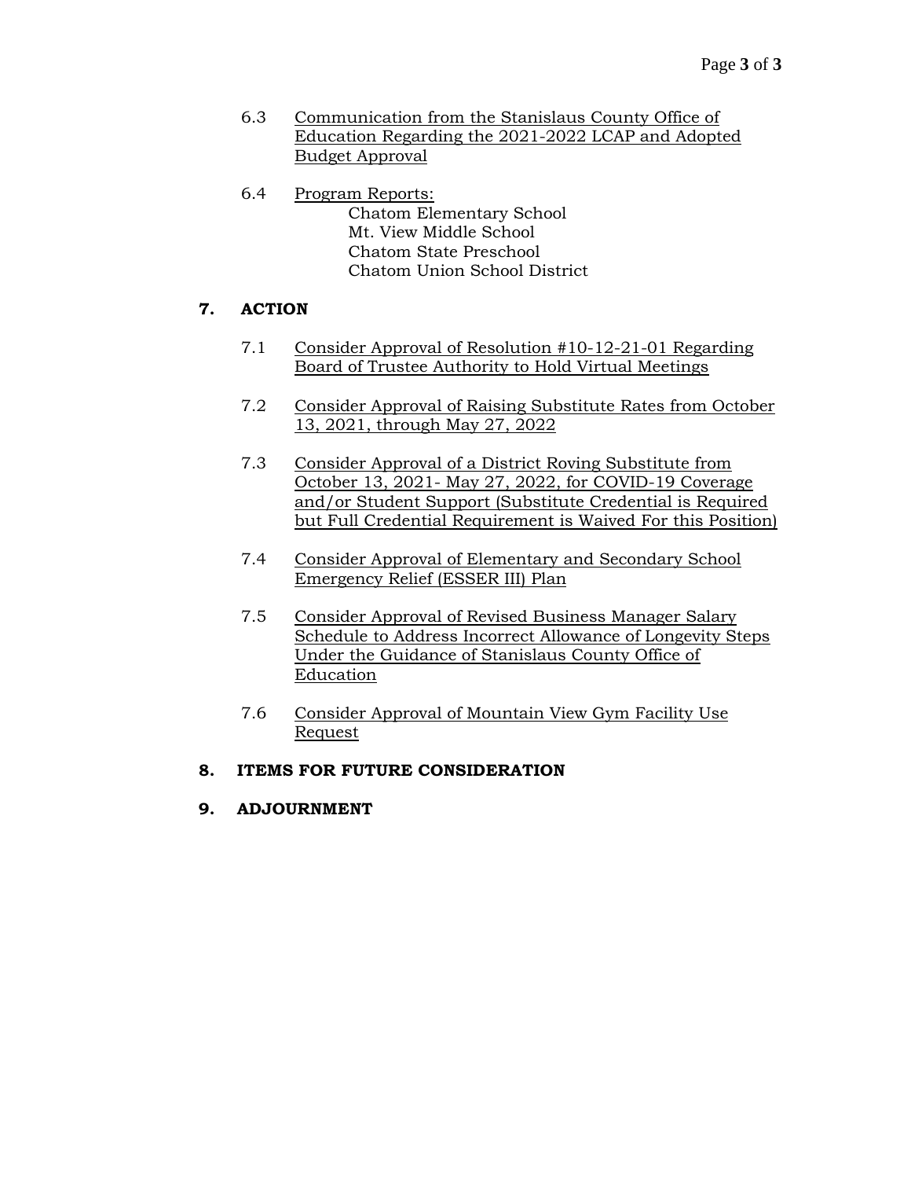6.3 Communication from the Stanislaus County Office of Education Regarding the 2021-2022 LCAP and Adopted Budget Approval

6.4 Program Reports:
Chatom Elementary School
Mt. View Middle School
Chatom State Preschool
Chatom Union School District

## 7. ACTION

7.1 Consider Approval of Resolution #10-12-21-01 Regarding Board of Trustee Authority to Hold Virtual Meetings

7.2 Consider Approval of Raising Substitute Rates from October 13, 2021, through May 27, 2022

7.3 Consider Approval of a District Roving Substitute from October 13, 2021- May 27, 2022, for COVID-19 Coverage and/or Student Support (Substitute Credential is Required but Full Credential Requirement is Waived For this Position)

7.4 Consider Approval of Elementary and Secondary School Emergency Relief (ESSER III) Plan

7.5 Consider Approval of Revised Business Manager Salary Schedule to Address Incorrect Allowance of Longevity Steps Under the Guidance of Stanislaus County Office of Education

7.6 Consider Approval of Mountain View Gym Facility Use Request

## 8. ITEMS FOR FUTURE CONSIDERATION

## 9. ADJOURNMENT